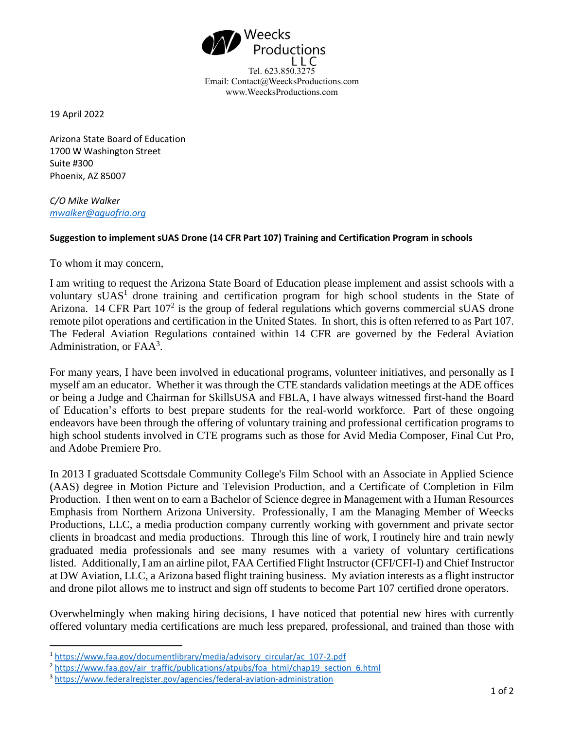Weecks Productions LLC

Tel. 623.850.3275
Email: Contact@WeecksProductions.com
www.WeecksProductions.com

19 April 2022

Arizona State Board of Education
1700 W Washington Street
Suite #300
Phoenix, AZ 85007

*C/O Mike Walker*
*mwalker@aguafria.org*

**Suggestion to implement sUAS Drone (14 CFR Part 107) Training and Certification Program in schools**

To whom it may concern,

I am writing to request the Arizona State Board of Education please implement and assist schools with a voluntary sUAS[1] drone training and certification program for high school students in the State of Arizona. 14 CFR Part 107[2] is the group of federal regulations which governs commercial sUAS drone remote pilot operations and certification in the United States. In short, this is often referred to as Part 107. The Federal Aviation Regulations contained within 14 CFR are governed by the Federal Aviation Administration, or FAA[3].

For many years, I have been involved in educational programs, volunteer initiatives, and personally as I myself am an educator. Whether it was through the CTE standards validation meetings at the ADE offices or being a Judge and Chairman for SkillsUSA and FBLA, I have always witnessed first-hand the Board of Education's efforts to best prepare students for the real-world workforce. Part of these ongoing endeavors have been through the offering of voluntary training and professional certification programs to high school students involved in CTE programs such as those for Avid Media Composer, Final Cut Pro, and Adobe Premiere Pro.

In 2013 I graduated Scottsdale Community College's Film School with an Associate in Applied Science (AAS) degree in Motion Picture and Television Production, and a Certificate of Completion in Film Production. I then went on to earn a Bachelor of Science degree in Management with a Human Resources Emphasis from Northern Arizona University. Professionally, I am the Managing Member of Weecks Productions, LLC, a media production company currently working with government and private sector clients in broadcast and media productions. Through this line of work, I routinely hire and train newly graduated media professionals and see many resumes with a variety of voluntary certifications listed. Additionally, I am an airline pilot, FAA Certified Flight Instructor (CFI/CFI-I) and Chief Instructor at DW Aviation, LLC, a Arizona based flight training business. My aviation interests as a flight instructor and drone pilot allows me to instruct and sign off students to become Part 107 certified drone operators.

Overwhelmingly when making hiring decisions, I have noticed that potential new hires with currently offered voluntary media certifications are much less prepared, professional, and trained than those with

---

[1] https://www.faa.gov/documentlibrary/media/advisory_circular/ac_107-2.pdf
[2] https://www.faa.gov/air_traffic/publications/atpubs/foa_html/chap19_section_6.html
[3] https://www.federalregister.gov/agencies/federal-aviation-administration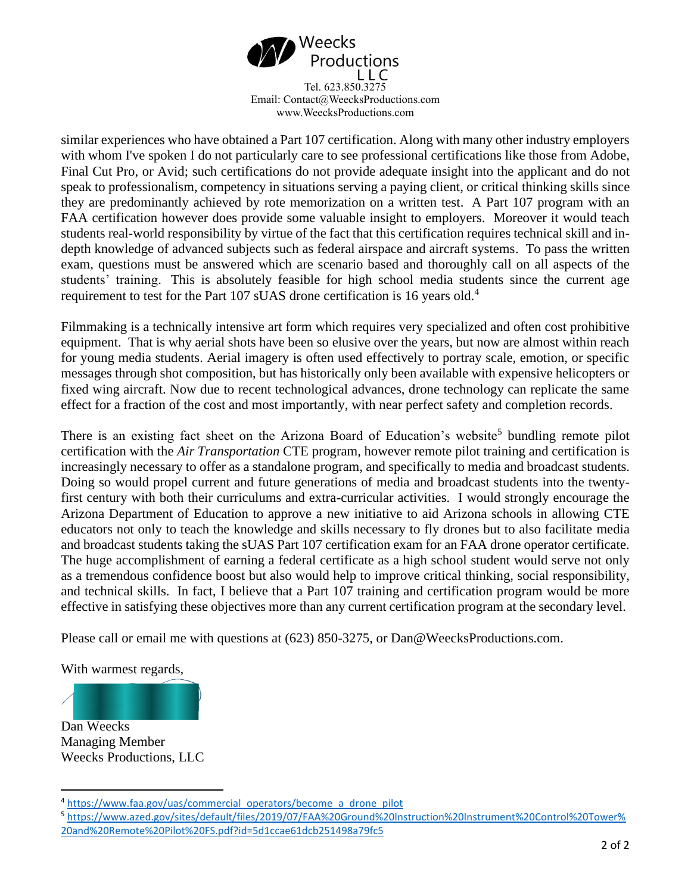similar experiences who have obtained a Part 107 certification. Along with many other industry employers with whom I've spoken I do not particularly care to see professional certifications like those from Adobe, Final Cut Pro, or Avid; such certifications do not provide adequate insight into the applicant and do not speak to professionalism, competency in situations serving a paying client, or critical thinking skills since they are predominantly achieved by rote memorization on a written test. A Part 107 program with an FAA certification however does provide some valuable insight to employers. Moreover it would teach students real-world responsibility by virtue of the fact that this certification requires technical skill and in-depth knowledge of advanced subjects such as federal airspace and aircraft systems. To pass the written exam, questions must be answered which are scenario based and thoroughly call on all aspects of the students' training. This is absolutely feasible for high school media students since the current age requirement to test for the Part 107 sUAS drone certification is 16 years old.[4]

Filmmaking is a technically intensive art form which requires very specialized and often cost prohibitive equipment. That is why aerial shots have been so elusive over the years, but now are almost within reach for young media students. Aerial imagery is often used effectively to portray scale, emotion, or specific messages through shot composition, but has historically only been available with expensive helicopters or fixed wing aircraft. Now due to recent technological advances, drone technology can replicate the same effect for a fraction of the cost and most importantly, with near perfect safety and completion records.

There is an existing fact sheet on the Arizona Board of Education's website[5] bundling remote pilot certification with the *Air Transportation* CTE program, however remote pilot training and certification is increasingly necessary to offer as a standalone program, and specifically to media and broadcast students. Doing so would propel current and future generations of media and broadcast students into the twenty-first century with both their curriculums and extra-curricular activities. I would strongly encourage the Arizona Department of Education to approve a new initiative to aid Arizona schools in allowing CTE educators not only to teach the knowledge and skills necessary to fly drones but to also facilitate media and broadcast students taking the sUAS Part 107 certification exam for an FAA drone operator certificate. The huge accomplishment of earning a federal certificate as a high school student would serve not only as a tremendous confidence boost but also would help to improve critical thinking, social responsibility, and technical skills. In fact, I believe that a Part 107 training and certification program would be more effective in satisfying these objectives more than any current certification program at the secondary level.

Please call or email me with questions at (623) 850-3275, or Dan@WeecksProductions.com.

With warmest regards,

Dan Weecks
Managing Member
Weecks Productions, LLC

---

[4] https://www.faa.gov/uas/commercial_operators/become_a_drone_pilot

[5] https://www.azed.gov/sites/default/files/2019/07/FAA%20Ground%20Instruction%20Instrument%20Control%20Tower%20and%20Remote%20Pilot%20FS.pdf?id=5d1ccae61dcb251498a79fc5